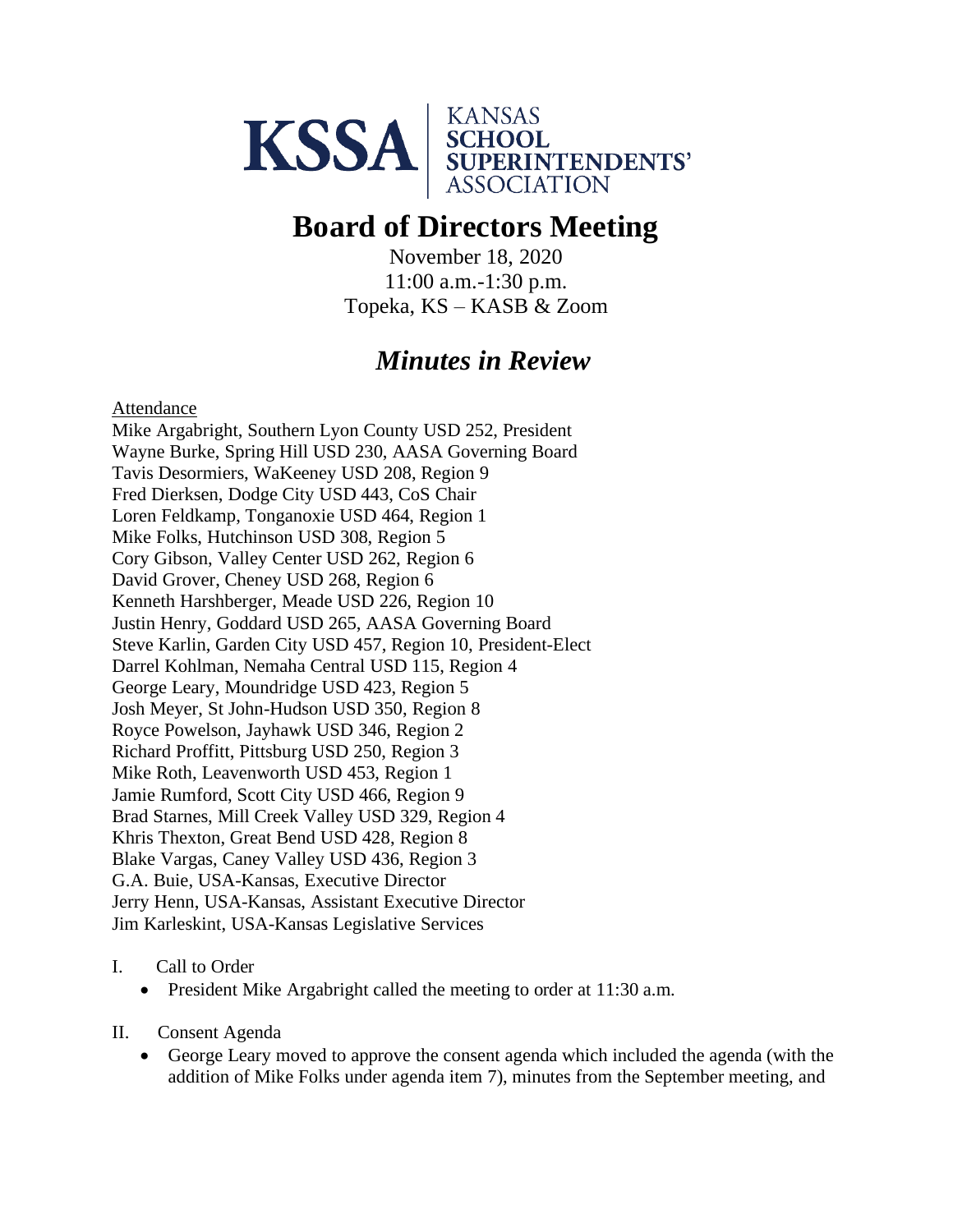KSSA | KANSAS SCHOOL SUPERINTENDENTS' ASSOCIATION

# Board of Directors Meeting

November 18, 2020
11:00 a.m.-1:30 p.m.
Topeka, KS – KASB & Zoom

## *Minutes in Review*

Attendance
Mike Argabright, Southern Lyon County USD 252, President
Wayne Burke, Spring Hill USD 230, AASA Governing Board
Tavis Desormiers, WaKeeney USD 208, Region 9
Fred Dierksen, Dodge City USD 443, CoS Chair
Loren Feldkamp, Tonganoxie USD 464, Region 1
Mike Folks, Hutchinson USD 308, Region 5
Cory Gibson, Valley Center USD 262, Region 6
David Grover, Cheney USD 268, Region 6
Kenneth Harshberger, Meade USD 226, Region 10
Justin Henry, Goddard USD 265, AASA Governing Board
Steve Karlin, Garden City USD 457, Region 10, President-Elect
Darrel Kohlman, Nemaha Central USD 115, Region 4
George Leary, Moundridge USD 423, Region 5
Josh Meyer, St John-Hudson USD 350, Region 8
Royce Powelson, Jayhawk USD 346, Region 2
Richard Proffitt, Pittsburg USD 250, Region 3
Mike Roth, Leavenworth USD 453, Region 1
Jamie Rumford, Scott City USD 466, Region 9
Brad Starnes, Mill Creek Valley USD 329, Region 4
Khris Thexton, Great Bend USD 428, Region 8
Blake Vargas, Caney Valley USD 436, Region 3
G.A. Buie, USA-Kansas, Executive Director
Jerry Henn, USA-Kansas, Assistant Executive Director
Jim Karleskint, USA-Kansas Legislative Services

I. Call to Order
- President Mike Argabright called the meeting to order at 11:30 a.m.

II. Consent Agenda
- George Leary moved to approve the consent agenda which included the agenda (with the addition of Mike Folks under agenda item 7), minutes from the September meeting, and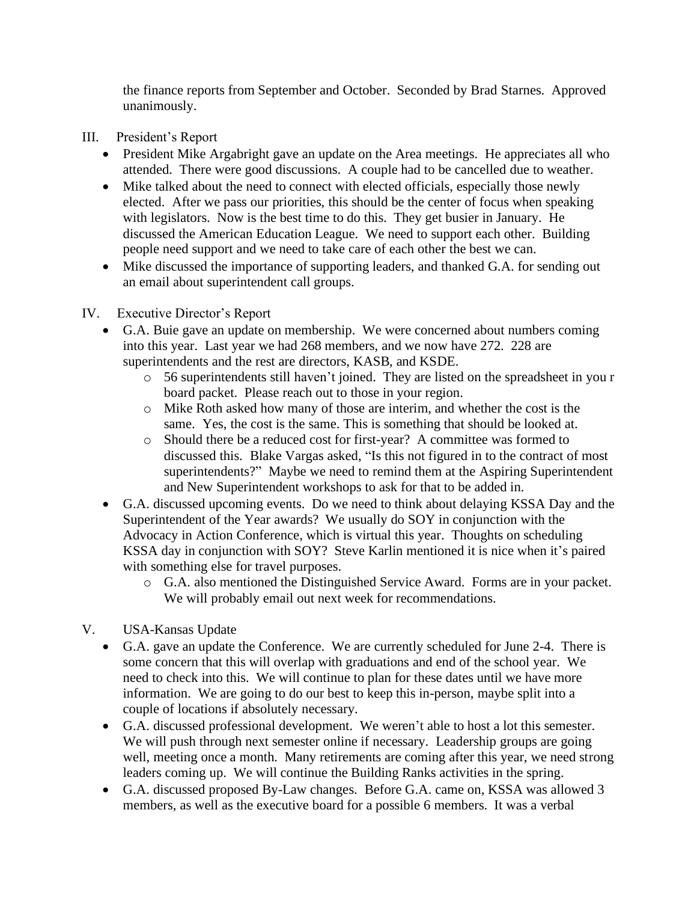the finance reports from September and October. Seconded by Brad Starnes. Approved unanimously.

III. President's Report

- President Mike Argabright gave an update on the Area meetings. He appreciates all who attended. There were good discussions. A couple had to be cancelled due to weather.
- Mike talked about the need to connect with elected officials, especially those newly elected. After we pass our priorities, this should be the center of focus when speaking with legislators. Now is the best time to do this. They get busier in January. He discussed the American Education League. We need to support each other. Building people need support and we need to take care of each other the best we can.
- Mike discussed the importance of supporting leaders, and thanked G.A. for sending out an email about superintendent call groups.

IV. Executive Director's Report

- G.A. Buie gave an update on membership. We were concerned about numbers coming into this year. Last year we had 268 members, and we now have 272. 228 are superintendents and the rest are directors, KASB, and KSDE.
  - 56 superintendents still haven't joined. They are listed on the spreadsheet in you r board packet. Please reach out to those in your region.
  - Mike Roth asked how many of those are interim, and whether the cost is the same. Yes, the cost is the same. This is something that should be looked at.
  - Should there be a reduced cost for first-year? A committee was formed to discussed this. Blake Vargas asked, "Is this not figured in to the contract of most superintendents?" Maybe we need to remind them at the Aspiring Superintendent and New Superintendent workshops to ask for that to be added in.
- G.A. discussed upcoming events. Do we need to think about delaying KSSA Day and the Superintendent of the Year awards? We usually do SOY in conjunction with the Advocacy in Action Conference, which is virtual this year. Thoughts on scheduling KSSA day in conjunction with SOY? Steve Karlin mentioned it is nice when it's paired with something else for travel purposes.
  - G.A. also mentioned the Distinguished Service Award. Forms are in your packet. We will probably email out next week for recommendations.

V. USA-Kansas Update

- G.A. gave an update the Conference. We are currently scheduled for June 2-4. There is some concern that this will overlap with graduations and end of the school year. We need to check into this. We will continue to plan for these dates until we have more information. We are going to do our best to keep this in-person, maybe split into a couple of locations if absolutely necessary.
- G.A. discussed professional development. We weren't able to host a lot this semester. We will push through next semester online if necessary. Leadership groups are going well, meeting once a month. Many retirements are coming after this year, we need strong leaders coming up. We will continue the Building Ranks activities in the spring.
- G.A. discussed proposed By-Law changes. Before G.A. came on, KSSA was allowed 3 members, as well as the executive board for a possible 6 members. It was a verbal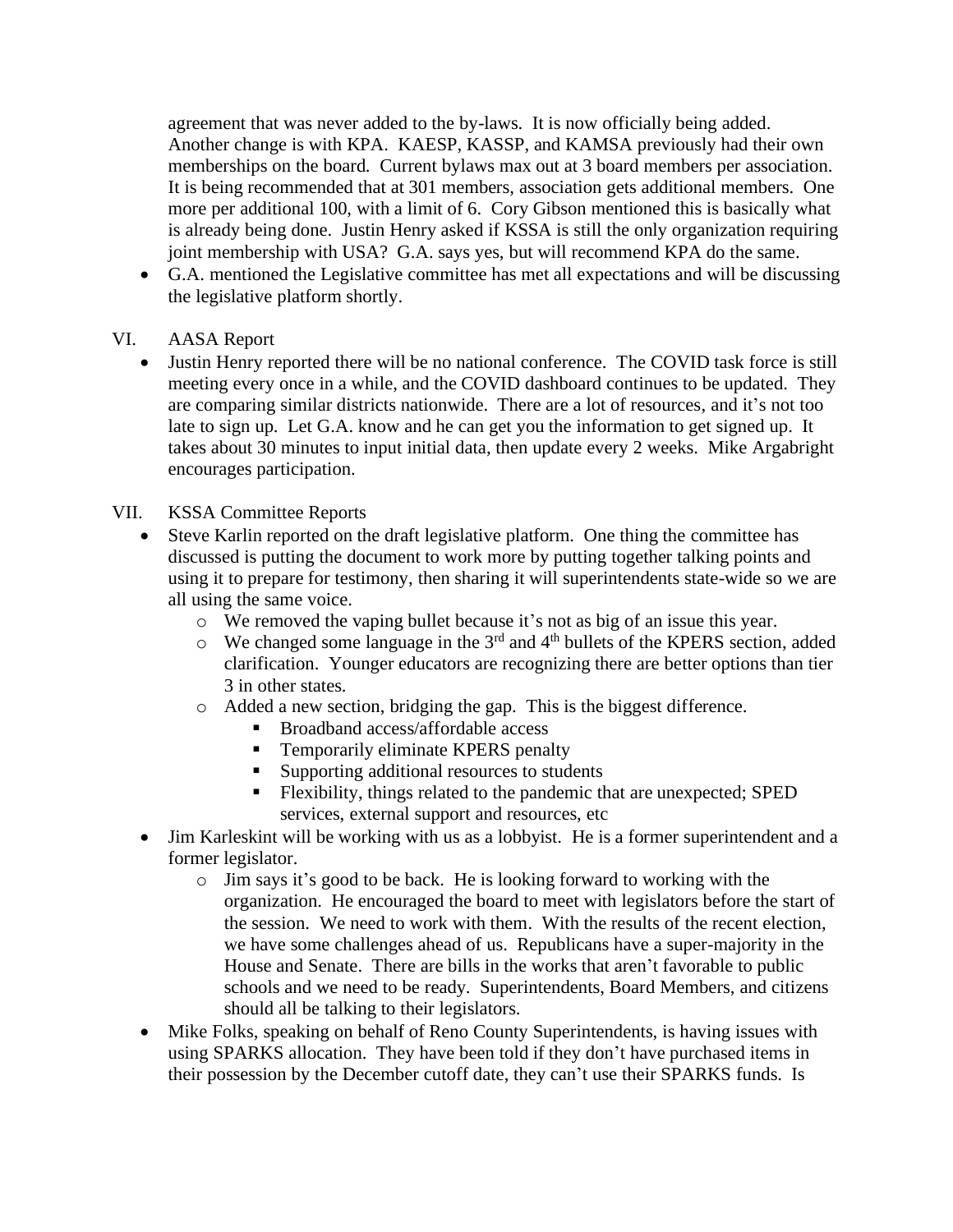agreement that was never added to the by-laws. It is now officially being added. Another change is with KPA. KAESP, KASSP, and KAMSA previously had their own memberships on the board. Current bylaws max out at 3 board members per association. It is being recommended that at 301 members, association gets additional members. One more per additional 100, with a limit of 6. Cory Gibson mentioned this is basically what is already being done. Justin Henry asked if KSSA is still the only organization requiring joint membership with USA? G.A. says yes, but will recommend KPA do the same.

- G.A. mentioned the Legislative committee has met all expectations and will be discussing the legislative platform shortly.

VI. AASA Report

- Justin Henry reported there will be no national conference. The COVID task force is still meeting every once in a while, and the COVID dashboard continues to be updated. They are comparing similar districts nationwide. There are a lot of resources, and it's not too late to sign up. Let G.A. know and he can get you the information to get signed up. It takes about 30 minutes to input initial data, then update every 2 weeks. Mike Argabright encourages participation.

VII. KSSA Committee Reports

- Steve Karlin reported on the draft legislative platform. One thing the committee has discussed is putting the document to work more by putting together talking points and using it to prepare for testimony, then sharing it will superintendents state-wide so we are all using the same voice.
  - We removed the vaping bullet because it's not as big of an issue this year.
  - We changed some language in the 3rd and 4th bullets of the KPERS section, added clarification. Younger educators are recognizing there are better options than tier 3 in other states.
  - Added a new section, bridging the gap. This is the biggest difference.
    - Broadband access/affordable access
    - Temporarily eliminate KPERS penalty
    - Supporting additional resources to students
    - Flexibility, things related to the pandemic that are unexpected; SPED services, external support and resources, etc
- Jim Karleskint will be working with us as a lobbyist. He is a former superintendent and a former legislator.
  - Jim says it's good to be back. He is looking forward to working with the organization. He encouraged the board to meet with legislators before the start of the session. We need to work with them. With the results of the recent election, we have some challenges ahead of us. Republicans have a super-majority in the House and Senate. There are bills in the works that aren't favorable to public schools and we need to be ready. Superintendents, Board Members, and citizens should all be talking to their legislators.
- Mike Folks, speaking on behalf of Reno County Superintendents, is having issues with using SPARKS allocation. They have been told if they don't have purchased items in their possession by the December cutoff date, they can't use their SPARKS funds. Is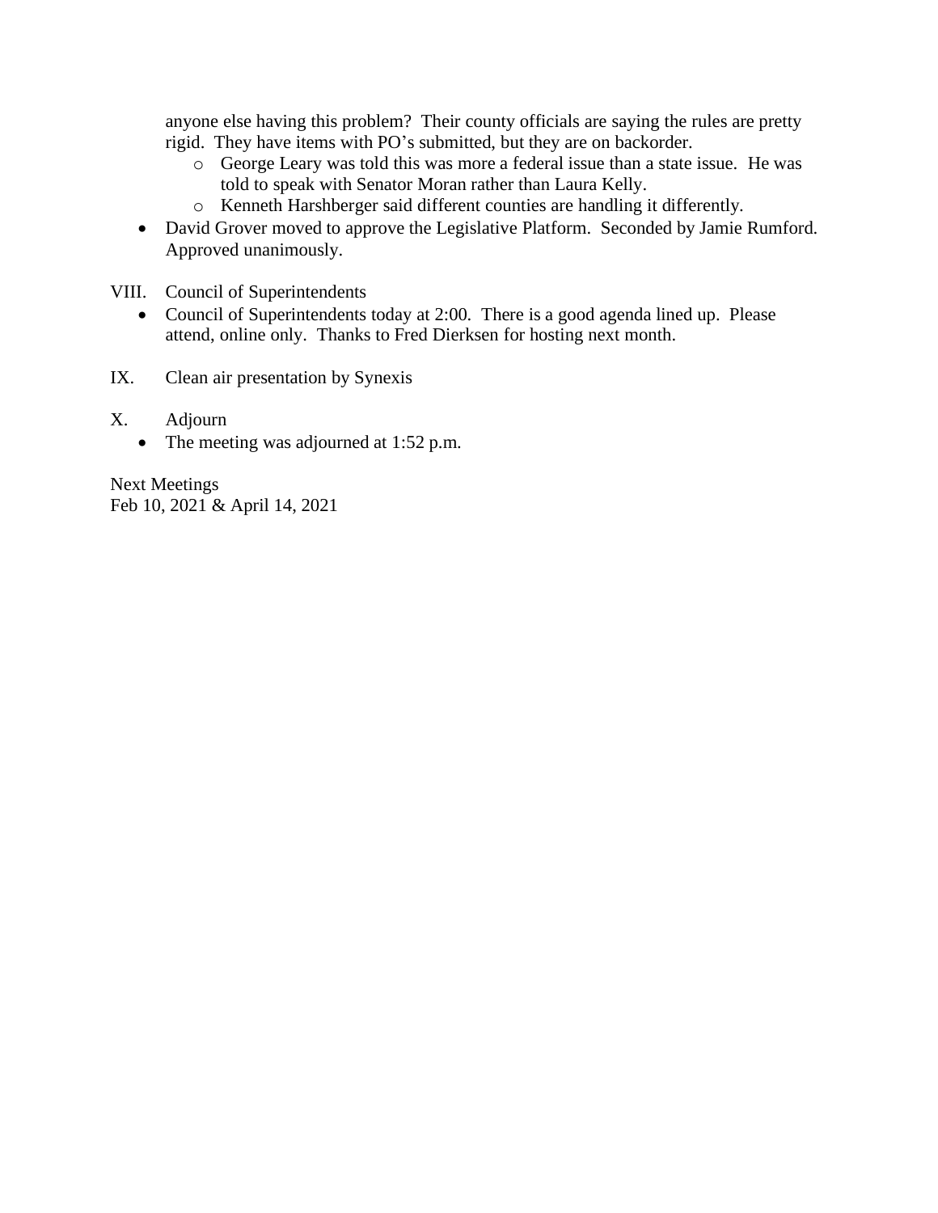anyone else having this problem? Their county officials are saying the rules are pretty rigid. They have items with PO's submitted, but they are on backorder.

  - George Leary was told this was more a federal issue than a state issue. He was told to speak with Senator Moran rather than Laura Kelly.
  - Kenneth Harshberger said different counties are handling it differently.

- David Grover moved to approve the Legislative Platform. Seconded by Jamie Rumford. Approved unanimously.

VIII. Council of Superintendents

- Council of Superintendents today at 2:00. There is a good agenda lined up. Please attend, online only. Thanks to Fred Dierksen for hosting next month.

IX. Clean air presentation by Synexis

X. Adjourn

- The meeting was adjourned at 1:52 p.m.

Next Meetings
Feb 10, 2021 & April 14, 2021